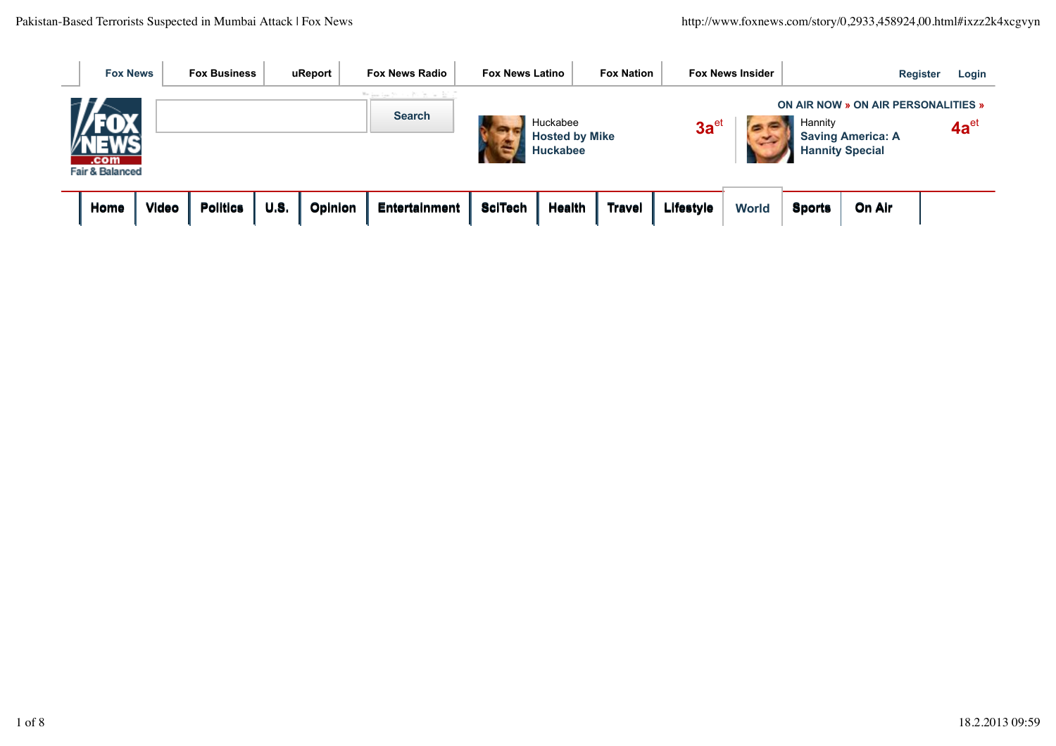Fox News | Fox Business | uReport | Fox News Radio | Fox News Latino | Fox Nation | Fox News Insider

Register Login

Search

ON AIR NOW » ON AIR PERSONALITIES »

Huckabee
Hosted by Mike Huckabee
3a et

Hannity
Saving America: A Hannity Special
4a et

Home | Video | Politics | U.S. | Opinion | Entertainment | SciTech | Health | Travel | Lifestyle | World | Sports | On Air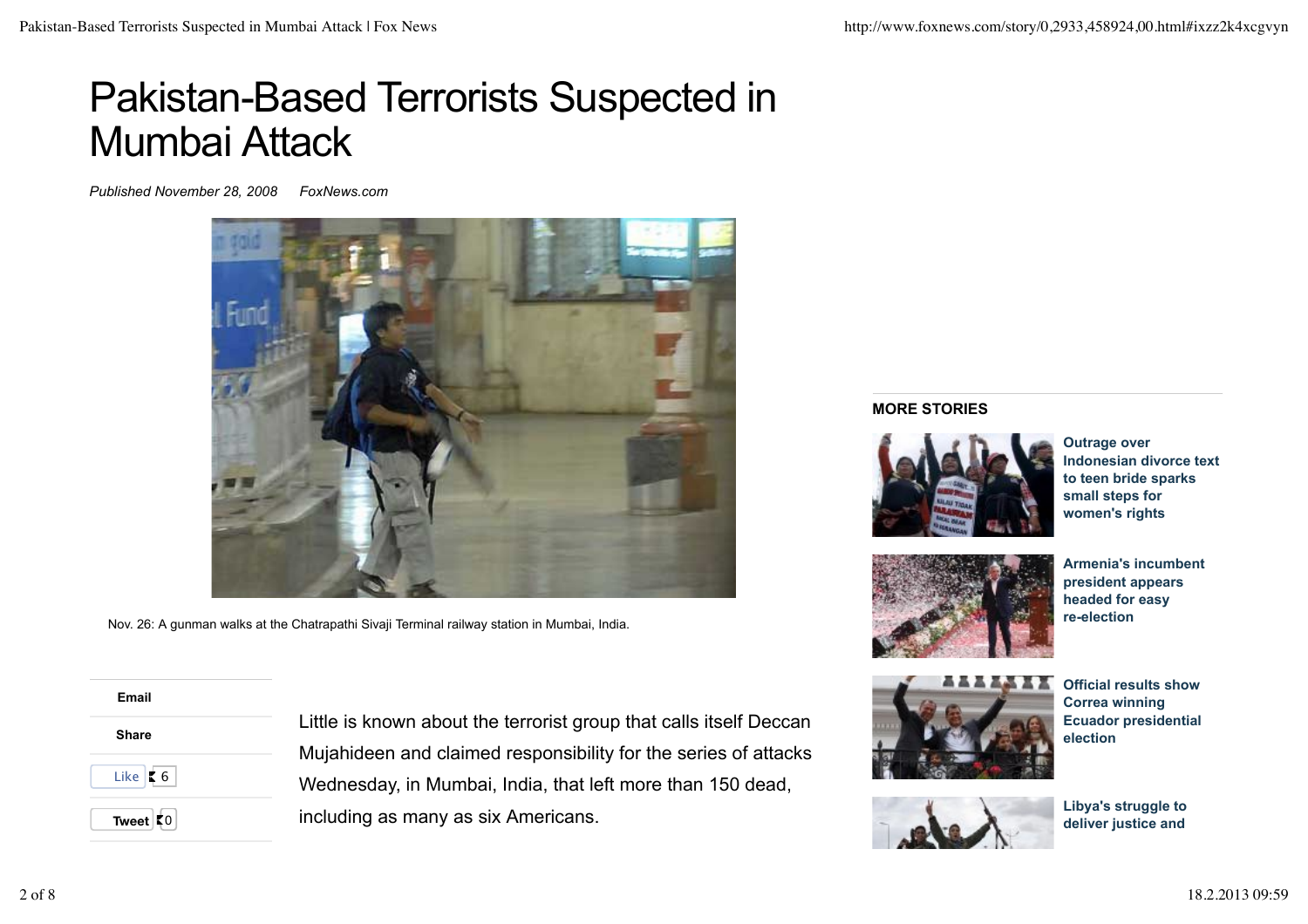# Pakistan-Based Terrorists Suspected in Mumbai Attack

*Published November 28, 2008 FoxNews.com*

Nov. 26: A gunman walks at the Chatrapathi Sivaji Terminal railway station in Mumbai, India.

Email

Share

Like 6

Tweet 0

Little is known about the terrorist group that calls itself Deccan Mujahideen and claimed responsibility for the series of attacks Wednesday, in Mumbai, India, that left more than 150 dead, including as many as six Americans.

**MORE STORIES**

**Outrage over Indonesian divorce text to teen bride sparks small steps for women's rights**

**Armenia's incumbent president appears headed for easy re-election**

**Official results show Correa winning Ecuador presidential election**

**Libya's struggle to deliver justice and**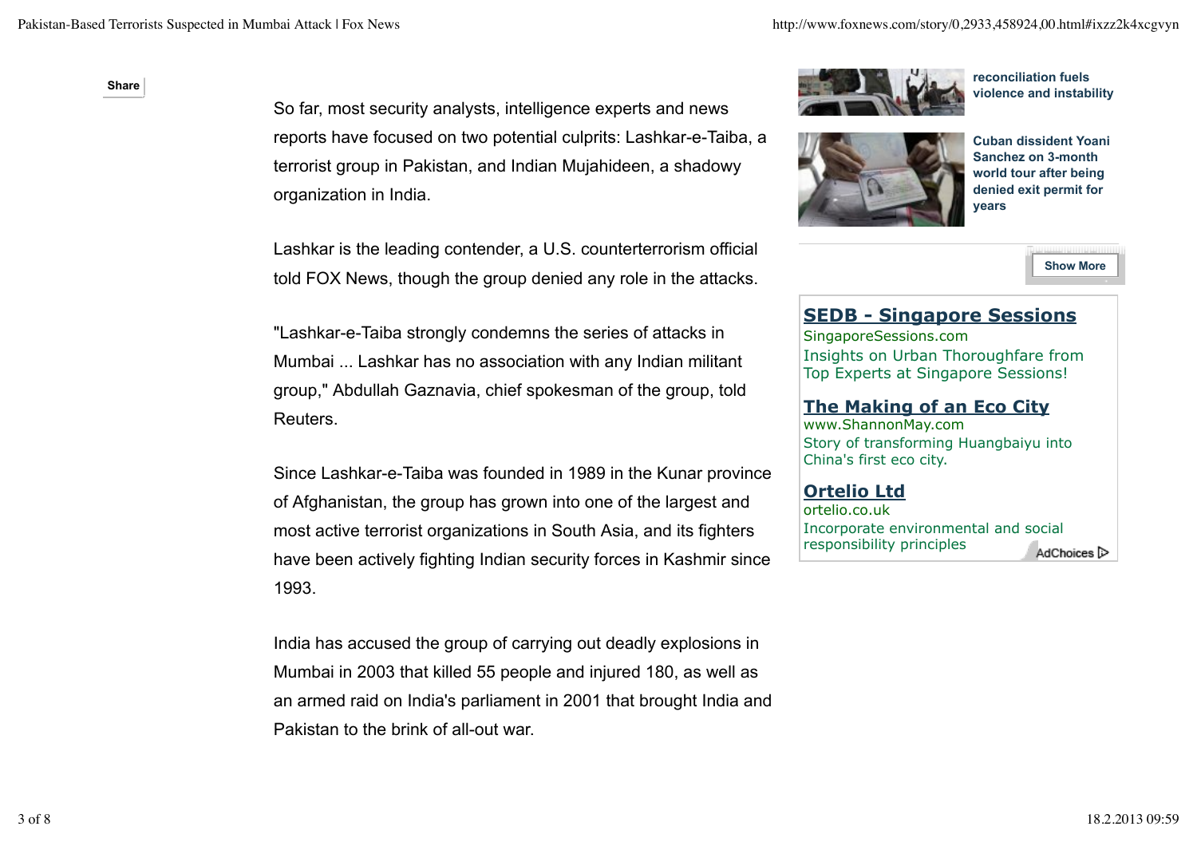So far, most security analysts, intelligence experts and news reports have focused on two potential culprits: Lashkar-e-Taiba, a terrorist group in Pakistan, and Indian Mujahideen, a shadowy organization in India.

Lashkar is the leading contender, a U.S. counterterrorism official told FOX News, though the group denied any role in the attacks.

"Lashkar-e-Taiba strongly condemns the series of attacks in Mumbai ... Lashkar has no association with any Indian militant group," Abdullah Gaznavia, chief spokesman of the group, told Reuters.

Since Lashkar-e-Taiba was founded in 1989 in the Kunar province of Afghanistan, the group has grown into one of the largest and most active terrorist organizations in South Asia, and its fighters have been actively fighting Indian security forces in Kashmir since 1993.

India has accused the group of carrying out deadly explosions in Mumbai in 2003 that killed 55 people and injured 180, as well as an armed raid on India's parliament in 2001 that brought India and Pakistan to the brink of all-out war.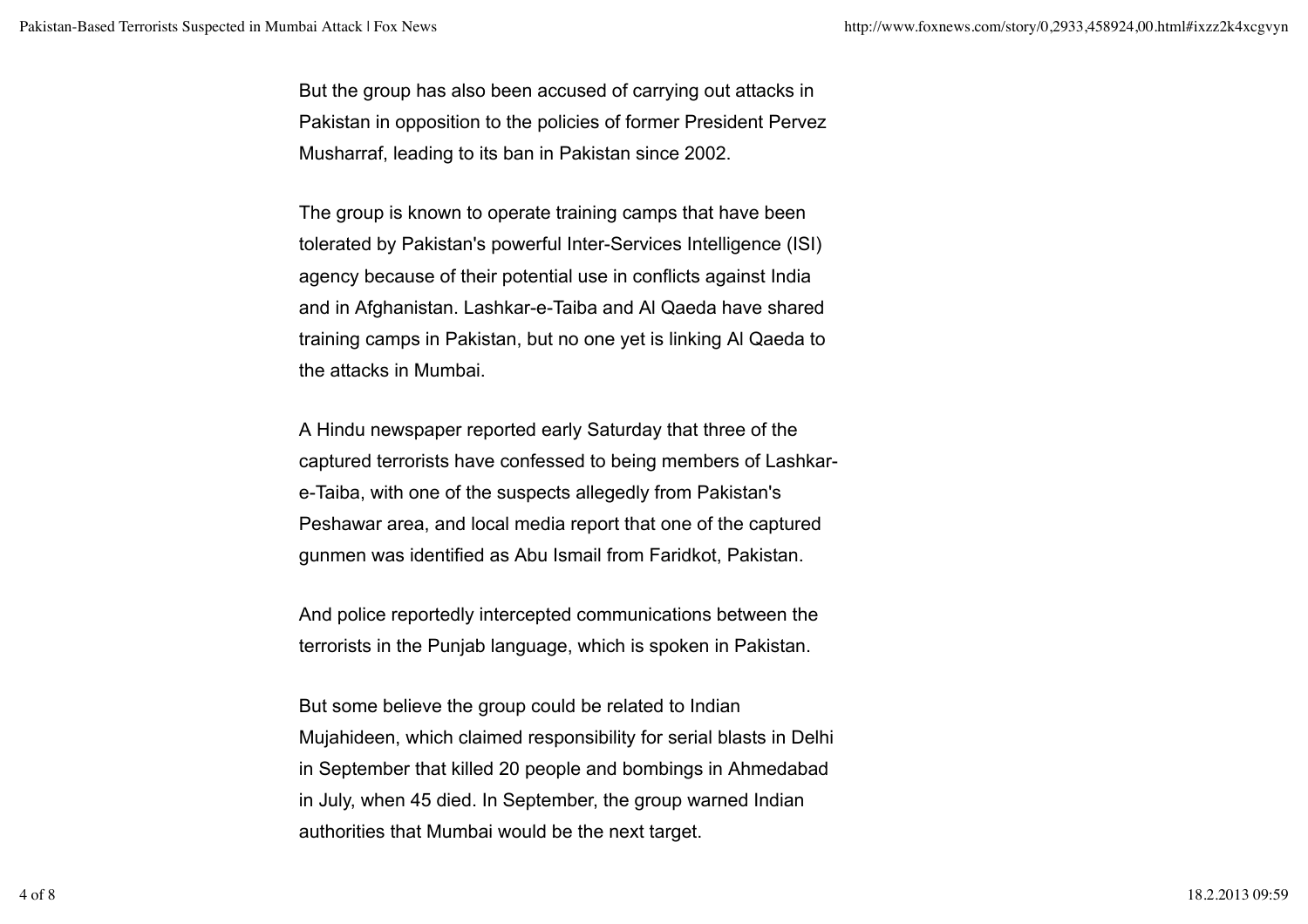But the group has also been accused of carrying out attacks in Pakistan in opposition to the policies of former President Pervez Musharraf, leading to its ban in Pakistan since 2002.

The group is known to operate training camps that have been tolerated by Pakistan's powerful Inter-Services Intelligence (ISI) agency because of their potential use in conflicts against India and in Afghanistan. Lashkar-e-Taiba and Al Qaeda have shared training camps in Pakistan, but no one yet is linking Al Qaeda to the attacks in Mumbai.

A Hindu newspaper reported early Saturday that three of the captured terrorists have confessed to being members of Lashkar-e-Taiba, with one of the suspects allegedly from Pakistan's Peshawar area, and local media report that one of the captured gunmen was identified as Abu Ismail from Faridkot, Pakistan.

And police reportedly intercepted communications between the terrorists in the Punjab language, which is spoken in Pakistan.

But some believe the group could be related to Indian Mujahideen, which claimed responsibility for serial blasts in Delhi in September that killed 20 people and bombings in Ahmedabad in July, when 45 died. In September, the group warned Indian authorities that Mumbai would be the next target.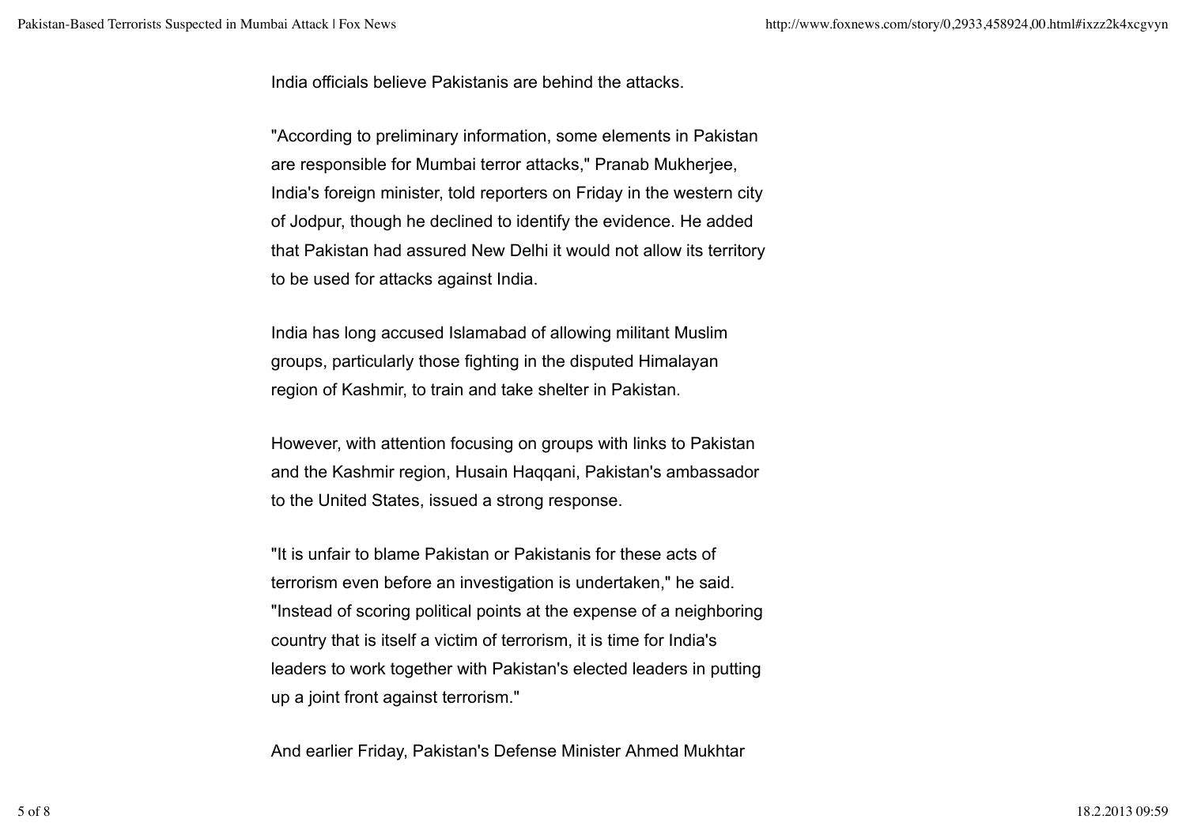India officials believe Pakistanis are behind the attacks.

"According to preliminary information, some elements in Pakistan are responsible for Mumbai terror attacks," Pranab Mukherjee, India's foreign minister, told reporters on Friday in the western city of Jodpur, though he declined to identify the evidence. He added that Pakistan had assured New Delhi it would not allow its territory to be used for attacks against India.

India has long accused Islamabad of allowing militant Muslim groups, particularly those fighting in the disputed Himalayan region of Kashmir, to train and take shelter in Pakistan.

However, with attention focusing on groups with links to Pakistan and the Kashmir region, Husain Haqqani, Pakistan's ambassador to the United States, issued a strong response.

"It is unfair to blame Pakistan or Pakistanis for these acts of terrorism even before an investigation is undertaken," he said. "Instead of scoring political points at the expense of a neighboring country that is itself a victim of terrorism, it is time for India's leaders to work together with Pakistan's elected leaders in putting up a joint front against terrorism."

And earlier Friday, Pakistan's Defense Minister Ahmed Mukhtar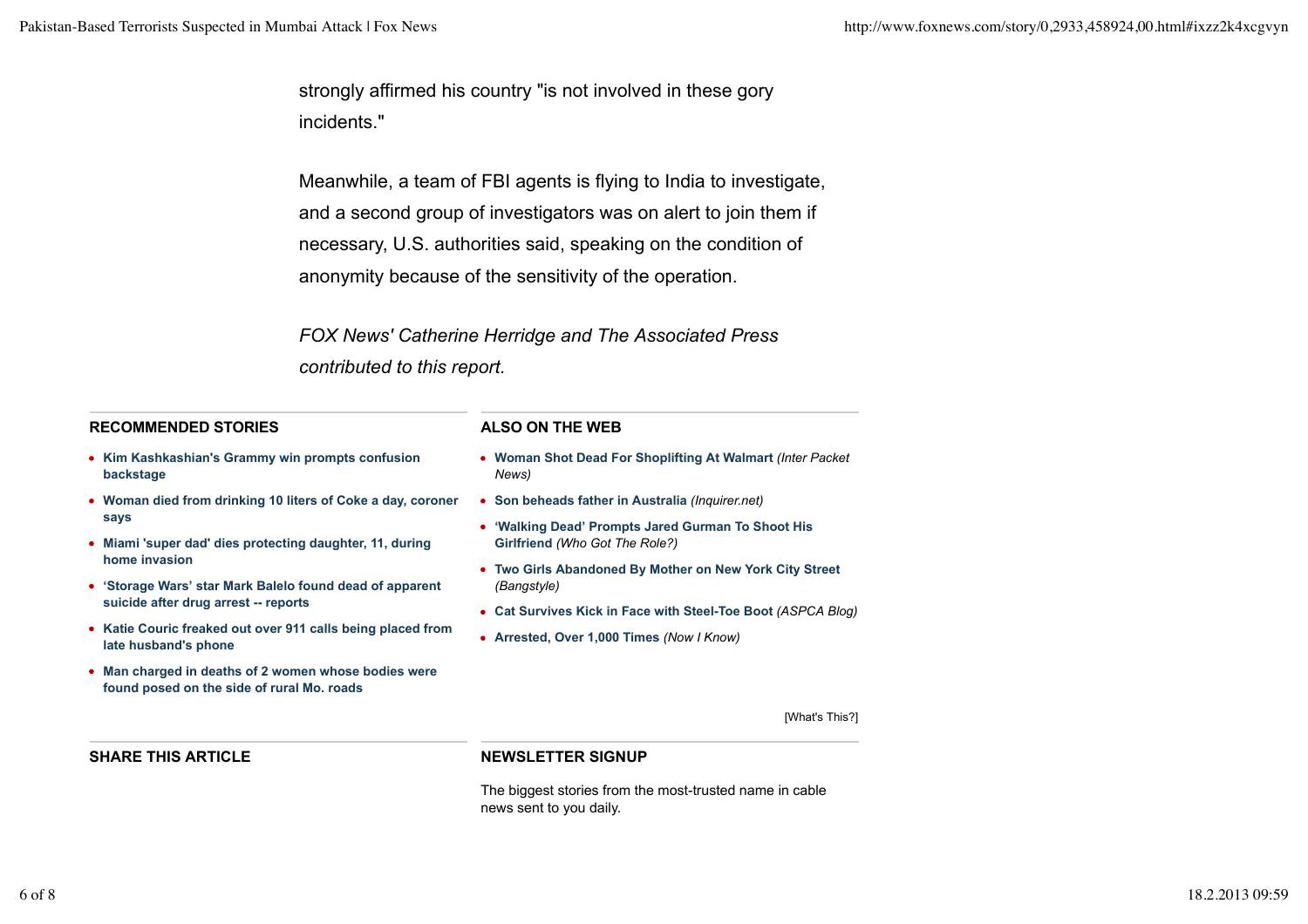strongly affirmed his country "is not involved in these gory incidents."

Meanwhile, a team of FBI agents is flying to India to investigate, and a second group of investigators was on alert to join them if necessary, U.S. authorities said, speaking on the condition of anonymity because of the sensitivity of the operation.

*FOX News' Catherine Herridge and The Associated Press contributed to this report.*

## RECOMMENDED STORIES

- **Kim Kashkashian's Grammy win prompts confusion backstage**
- **Woman died from drinking 10 liters of Coke a day, coroner says**
- **Miami 'super dad' dies protecting daughter, 11, during home invasion**
- **'Storage Wars' star Mark Balelo found dead of apparent suicide after drug arrest -- reports**
- **Katie Couric freaked out over 911 calls being placed from late husband's phone**
- **Man charged in deaths of 2 women whose bodies were found posed on the side of rural Mo. roads**

## ALSO ON THE WEB

- **Woman Shot Dead For Shoplifting At Walmart** *(Inter Packet News)*
- **Son beheads father in Australia** *(Inquirer.net)*
- **'Walking Dead' Prompts Jared Gurman To Shoot His Girlfriend** *(Who Got The Role?)*
- **Two Girls Abandoned By Mother on New York City Street** *(Bangstyle)*
- **Cat Survives Kick in Face with Steel-Toe Boot** *(ASPCA Blog)*
- **Arrested, Over 1,000 Times** *(Now I Know)*

[What's This?]

## SHARE THIS ARTICLE

## NEWSLETTER SIGNUP

The biggest stories from the most-trusted name in cable news sent to you daily.